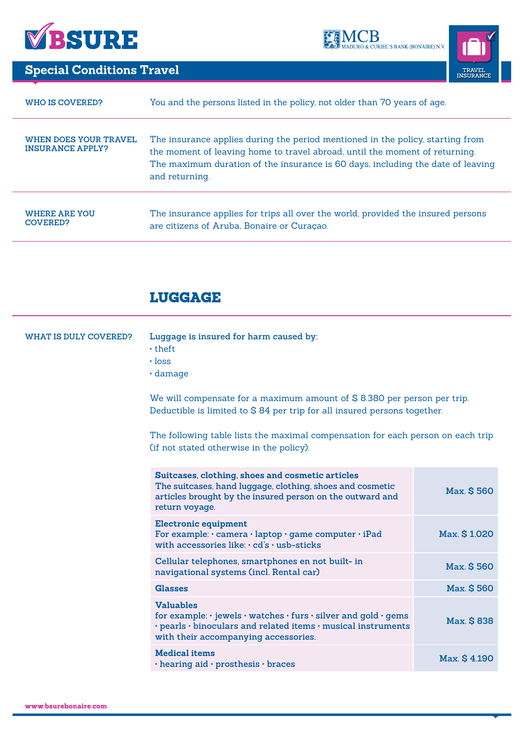# BSURE

MCB MADURO & CURIEL'S BANK (BONAIRE) N.V.

TRAVEL INSURANCE

## Special Conditions Travel

**WHO IS COVERED?**

You and the persons listed in the policy, not older than 70 years of age.

**WHEN DOES YOUR TRAVEL INSURANCE APPLY?**

The insurance applies during the period mentioned in the policy, starting from the moment of leaving home to travel abroad, until the moment of returning. The maximum duration of the insurance is 60 days, including the date of leaving and returning.

**WHERE ARE YOU COVERED?**

The insurance applies for trips all over the world, provided the insured persons are citizens of Aruba, Bonaire or Curaçao.

## LUGGAGE

**WHAT IS DULY COVERED?**

**Luggage is insured for harm caused by:**

- theft
- loss
- damage

We will compensate for a maximum amount of $ 8.380 per person per trip. Deductible is limited to $ 84 per trip for all insured persons together.

The following table lists the maximal compensation for each person on each trip (if not stated otherwise in the policy).

| Item | Maximum |
|---|---|
| **Suitcases, clothing, shoes and cosmetic articles** The suitcases, hand luggage, clothing, shoes and cosmetic articles brought by the insured person on the outward and return voyage. | **Max. $ 560** |
| **Electronic equipment** For example: • camera • laptop • game computer • iPad with accessories like: • cd's • usb-sticks | **Max. $ 1.020** |
| Cellular telephones, smartphones en not built- in navigational systems (incl. Rental car) | **Max. $ 560** |
| **Glasses** | **Max. $ 560** |
| **Valuables** for example: • jewels • watches • furs • silver and gold • gems • pearls • binoculars and related items • musical instruments with their accompanying accessories. | **Max. $ 838** |
| **Medical items** • hearing aid • prosthesis • braces | **Max. $ 4.190** |

www.bsurebonaire.com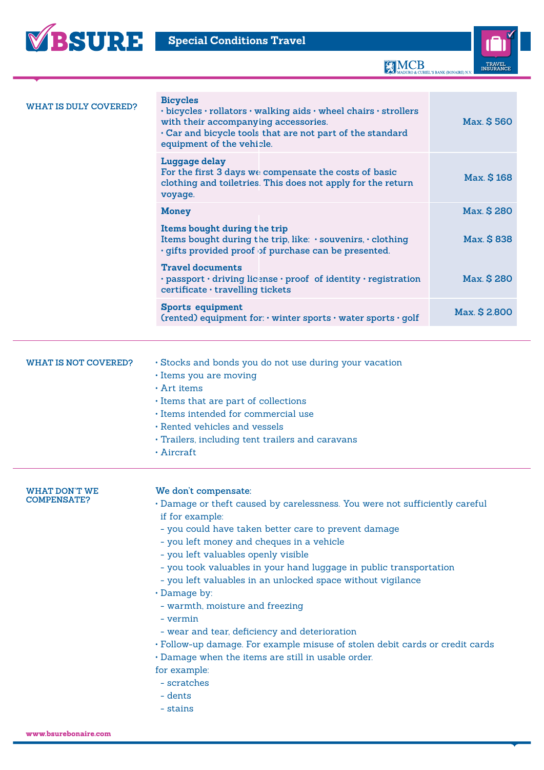## Special Conditions Travel

### WHAT IS DULY COVERED?

| Item | Maximum |
|---|---|
| **Bicycles**<br>• bicycles • rollators • walking aids • wheel chairs • strollers with their accompanying accessories.<br>• Car and bicycle tools that are not part of the standard equipment of the vehicle. | Max. $ 560 |
| **Luggage delay**<br>For the first 3 days we compensate the costs of basic clothing and toiletries. This does not apply for the return voyage. | Max. $ 168 |
| **Money** | Max. $ 280 |
| **Items bought during the trip**<br>Items bought during the trip, like: • souvenirs, • clothing • gifts provided proof of purchase can be presented. | Max. $ 838 |
| **Travel documents**<br>• passport • driving license • proof of identity • registration certificate • travelling tickets | Max. $ 280 |
| **Sports equipment**<br>(rented) equipment for: • winter sports • water sports • golf | Max. $ 2.800 |

### WHAT IS NOT COVERED?

- Stocks and bonds you do not use during your vacation
- Items you are moving
- Art items
- Items that are part of collections
- Items intended for commercial use
- Rented vehicles and vessels
- Trailers, including tent trailers and caravans
- Aircraft

### WHAT DON'T WE COMPENSATE?

**We don't compensate:**

- Damage or theft caused by carelessness. You were not sufficiently careful if for example:
  - you could have taken better care to prevent damage
  - you left money and cheques in a vehicle
  - you left valuables openly visible
  - you took valuables in your hand luggage in public transportation
  - you left valuables in an unlocked space without vigilance
- Damage by:
  - warmth, moisture and freezing
  - vermin
  - wear and tear, deficiency and deterioration
- Follow-up damage. For example misuse of stolen debit cards or credit cards
- Damage when the items are still in usable order.

for example:
  - scratches
  - dents
  - stains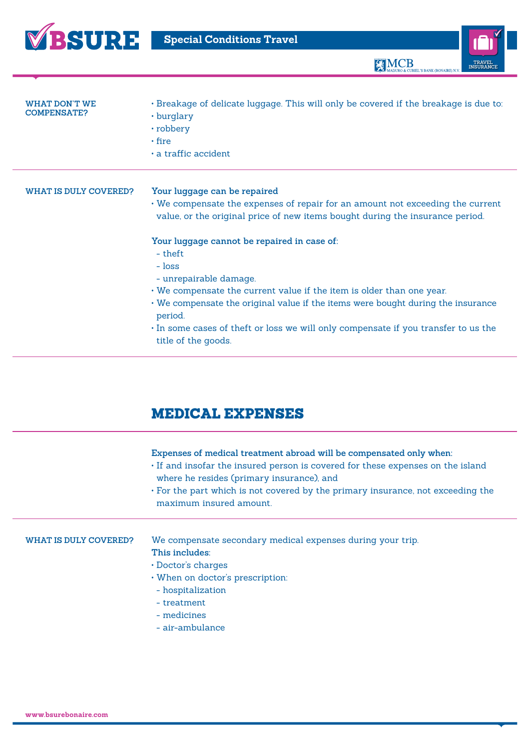**WHAT DON'T WE COMPENSATE?**

- Breakage of delicate luggage. This will only be covered if the breakage is due to:
- burglary
- robbery
- fire
- a traffic accident

**WHAT IS DULY COVERED?**

**Your luggage can be repaired**

- We compensate the expenses of repair for an amount not exceeding the current value, or the original price of new items bought during the insurance period.

**Your luggage cannot be repaired in case of:**

- theft
- loss
- unrepairable damage.

- We compensate the current value if the item is older than one year.
- We compensate the original value if the items were bought during the insurance period.
- In some cases of theft or loss we will only compensate if you transfer to us the title of the goods.

## MEDICAL EXPENSES

**Expenses of medical treatment abroad will be compensated only when:**

- If and insofar the insured person is covered for these expenses on the island where he resides (primary insurance), and
- For the part which is not covered by the primary insurance, not exceeding the maximum insured amount.

**WHAT IS DULY COVERED?**

We compensate secondary medical expenses during your trip.

**This includes:**

- Doctor's charges
- When on doctor's prescription:
  - hospitalization
  - treatment
  - medicines
  - air-ambulance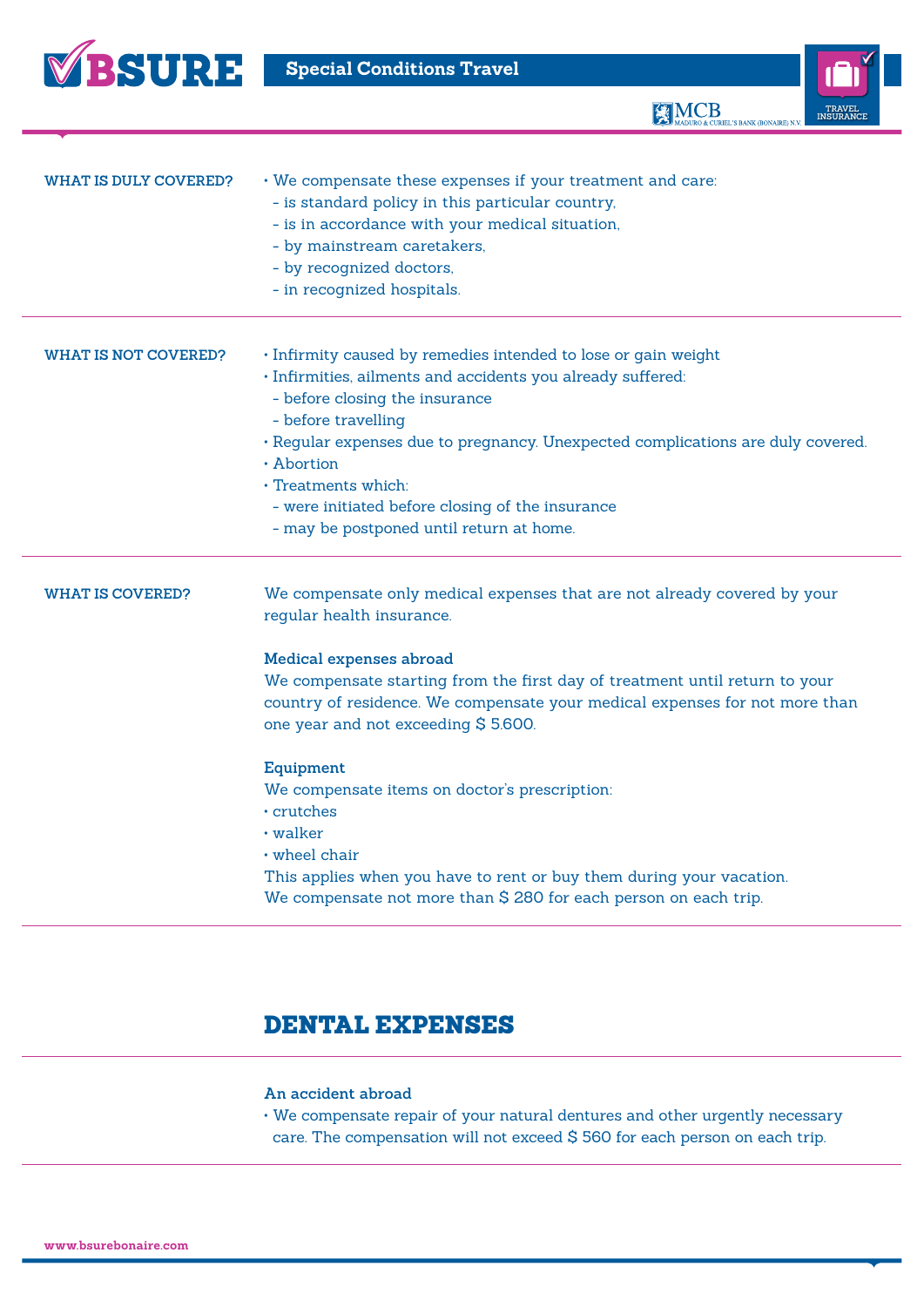**WHAT IS DULY COVERED?**

- We compensate these expenses if your treatment and care:
  - is standard policy in this particular country,
  - is in accordance with your medical situation,
  - by mainstream caretakers,
  - by recognized doctors,
  - in recognized hospitals.

**WHAT IS NOT COVERED?**

- Infirmity caused by remedies intended to lose or gain weight
- Infirmities, ailments and accidents you already suffered:
  - before closing the insurance
  - before travelling
- Regular expenses due to pregnancy. Unexpected complications are duly covered.
- Abortion
- Treatments which:
  - were initiated before closing of the insurance
  - may be postponed until return at home.

**WHAT IS COVERED?**

We compensate only medical expenses that are not already covered by your regular health insurance.

**Medical expenses abroad**

We compensate starting from the first day of treatment until return to your country of residence. We compensate your medical expenses for not more than one year and not exceeding $ 5.600.

**Equipment**

We compensate items on doctor's prescription:

- crutches
- walker
- wheel chair

This applies when you have to rent or buy them during your vacation.
We compensate not more than $ 280 for each person on each trip.

## DENTAL EXPENSES

**An accident abroad**

- We compensate repair of your natural dentures and other urgently necessary care. The compensation will not exceed $ 560 for each person on each trip.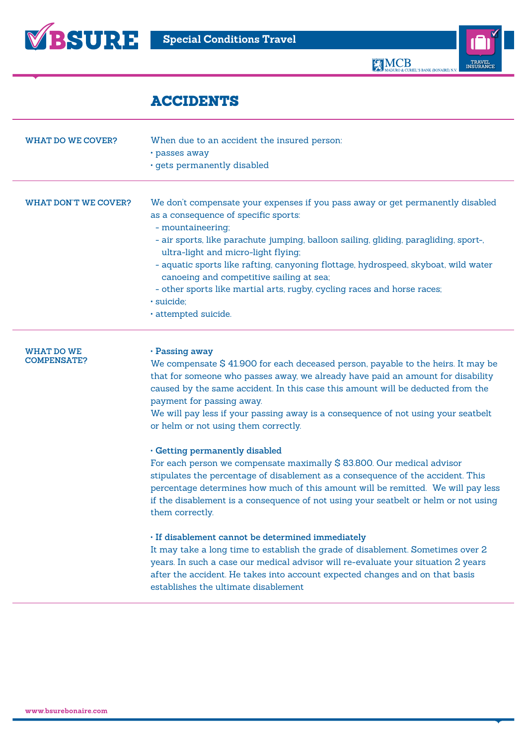## ACCIDENTS

**WHAT DO WE COVER?**

When due to an accident the insured person:

- passes away
- gets permanently disabled

**WHAT DON'T WE COVER?**

We don't compensate your expenses if you pass away or get permanently disabled as a consequence of specific sports:

- mountaineering;
- air sports, like parachute jumping, balloon sailing, gliding, paragliding, sport-, ultra-light and micro-light flying;
- aquatic sports like rafting, canyoning flottage, hydrospeed, skyboat, wild water canoeing and competitive sailing at sea;
- other sports like martial arts, rugby, cycling races and horse races;

- suicide;
- attempted suicide.

**WHAT DO WE COMPENSATE?**

**• Passing away**

We compensate $ 41.900 for each deceased person, payable to the heirs. It may be that for someone who passes away, we already have paid an amount for disability caused by the same accident. In this case this amount will be deducted from the payment for passing away.
We will pay less if your passing away is a consequence of not using your seatbelt or helm or not using them correctly.

**• Getting permanently disabled**

For each person we compensate maximally $ 83.800. Our medical advisor stipulates the percentage of disablement as a consequence of the accident. This percentage determines how much of this amount will be remitted. We will pay less if the disablement is a consequence of not using your seatbelt or helm or not using them correctly.

**• If disablement cannot be determined immediately**

It may take a long time to establish the grade of disablement. Sometimes over 2 years. In such a case our medical advisor will re-evaluate your situation 2 years after the accident. He takes into account expected changes and on that basis establishes the ultimate disablement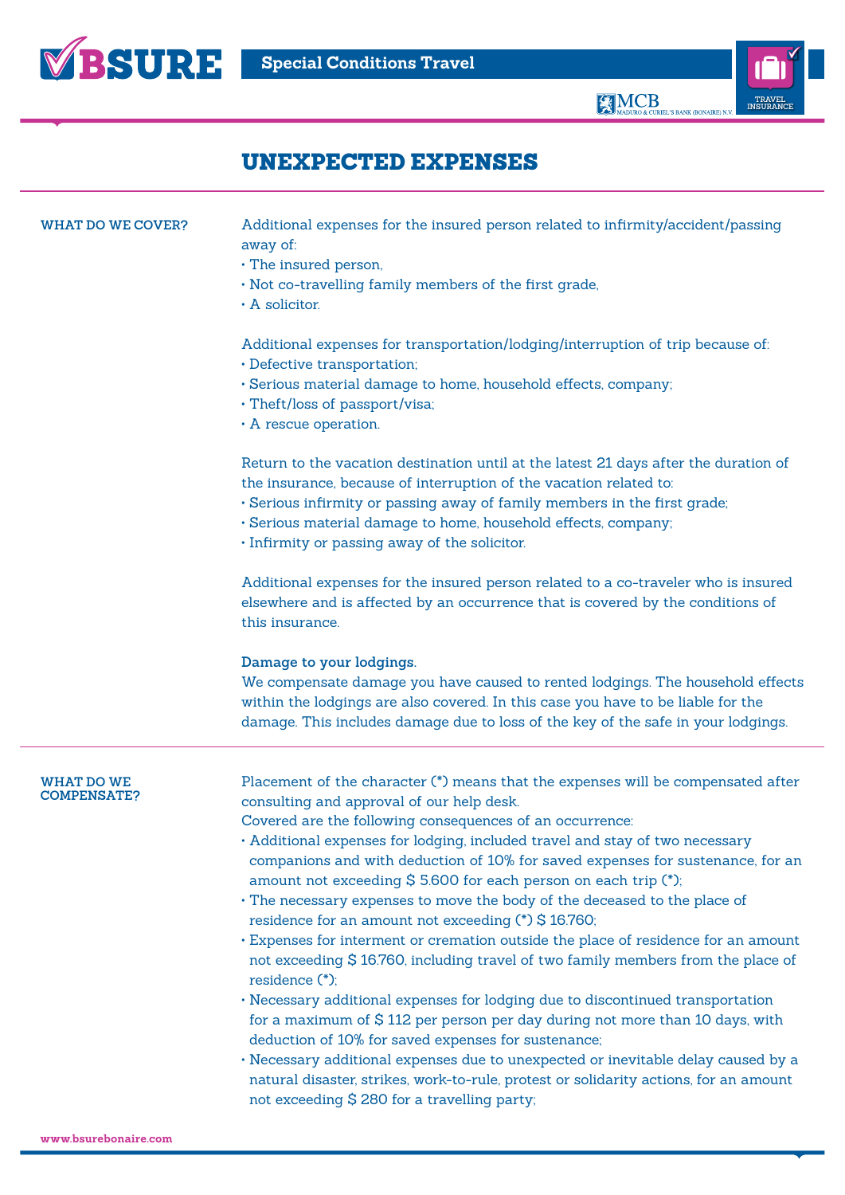## UNEXPECTED EXPENSES

**WHAT DO WE COVER?**

Additional expenses for the insured person related to infirmity/accident/passing away of:
- The insured person,
- Not co-travelling family members of the first grade,
- A solicitor.

Additional expenses for transportation/lodging/interruption of trip because of:
- Defective transportation;
- Serious material damage to home, household effects, company;
- Theft/loss of passport/visa;
- A rescue operation.

Return to the vacation destination until at the latest 21 days after the duration of the insurance, because of interruption of the vacation related to:
- Serious infirmity or passing away of family members in the first grade;
- Serious material damage to home, household effects, company;
- Infirmity or passing away of the solicitor.

Additional expenses for the insured person related to a co-traveler who is insured elsewhere and is affected by an occurrence that is covered by the conditions of this insurance.

**Damage to your lodgings.**
We compensate damage you have caused to rented lodgings. The household effects within the lodgings are also covered. In this case you have to be liable for the damage. This includes damage due to loss of the key of the safe in your lodgings.

**WHAT DO WE COMPENSATE?**

Placement of the character (*) means that the expenses will be compensated after consulting and approval of our help desk.
Covered are the following consequences of an occurrence:
- Additional expenses for lodging, included travel and stay of two necessary companions and with deduction of 10% for saved expenses for sustenance, for an amount not exceeding $ 5.600 for each person on each trip (*);
- The necessary expenses to move the body of the deceased to the place of residence for an amount not exceeding (*) $ 16.760;
- Expenses for interment or cremation outside the place of residence for an amount not exceeding $ 16.760, including travel of two family members from the place of residence (*);
- Necessary additional expenses for lodging due to discontinued transportation for a maximum of $ 112 per person per day during not more than 10 days, with deduction of 10% for saved expenses for sustenance;
- Necessary additional expenses due to unexpected or inevitable delay caused by a natural disaster, strikes, work-to-rule, protest or solidarity actions, for an amount not exceeding $ 280 for a travelling party;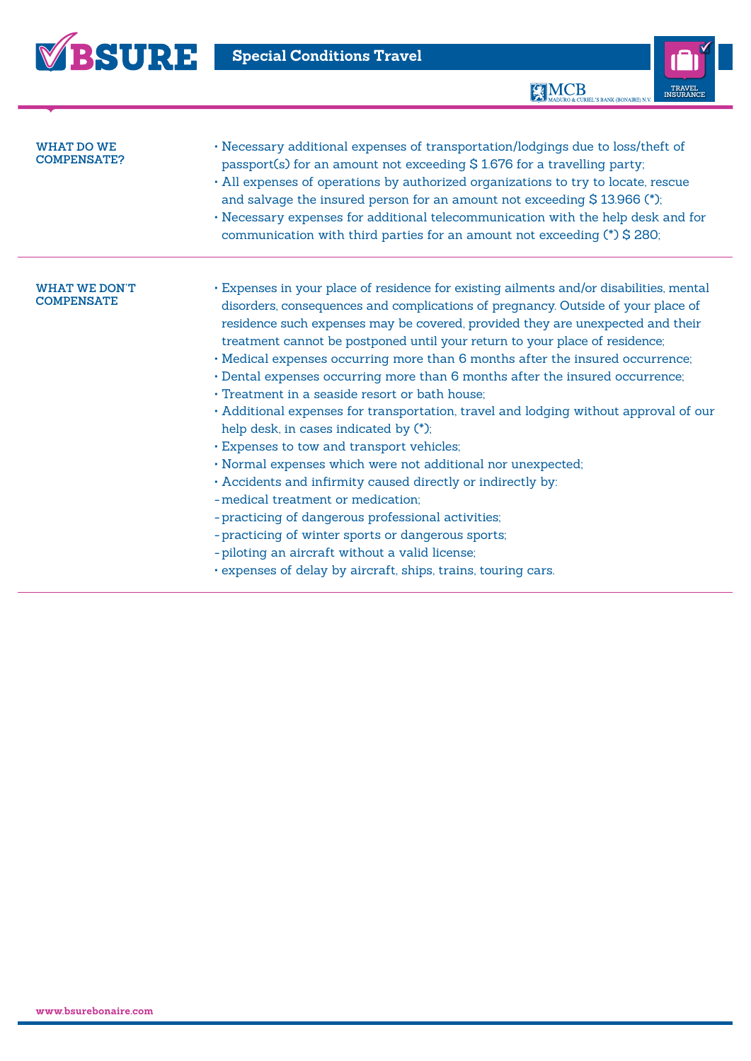| | |
|---|---|
| **WHAT DO WE COMPENSATE?** | • Necessary additional expenses of transportation/lodgings due to loss/theft of passport(s) for an amount not exceeding $ 1.676 for a travelling party;<br>• All expenses of operations by authorized organizations to try to locate, rescue and salvage the insured person for an amount not exceeding $ 13.966 (*);<br>• Necessary expenses for additional telecommunication with the help desk and for communication with third parties for an amount not exceeding (*) $ 280; |
| **WHAT WE DON'T COMPENSATE** | • Expenses in your place of residence for existing ailments and/or disabilities, mental disorders, consequences and complications of pregnancy. Outside of your place of residence such expenses may be covered, provided they are unexpected and their treatment cannot be postponed until your return to your place of residence;<br>• Medical expenses occurring more than 6 months after the insured occurrence;<br>• Dental expenses occurring more than 6 months after the insured occurrence;<br>• Treatment in a seaside resort or bath house;<br>• Additional expenses for transportation, travel and lodging without approval of our help desk, in cases indicated by (*);<br>• Expenses to tow and transport vehicles;<br>• Normal expenses which were not additional nor unexpected;<br>• Accidents and infirmity caused directly or indirectly by:<br>- medical treatment or medication;<br>- practicing of dangerous professional activities;<br>- practicing of winter sports or dangerous sports;<br>- piloting an aircraft without a valid license;<br>• expenses of delay by aircraft, ships, trains, touring cars. |